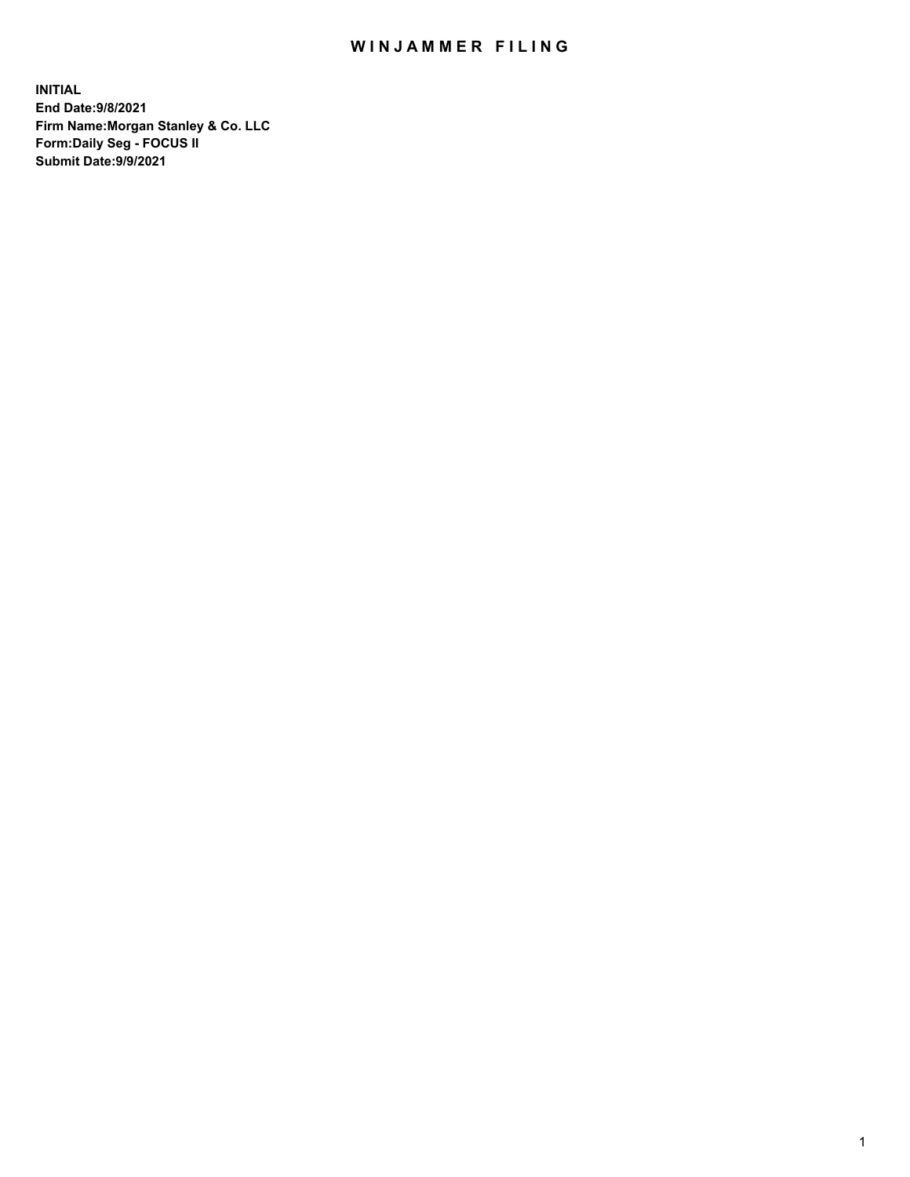# WINJAMMER FILING

**INITIAL**
**End Date:9/8/2021**
**Firm Name:Morgan Stanley & Co. LLC**
**Form:Daily Seg - FOCUS II**
**Submit Date:9/9/2021**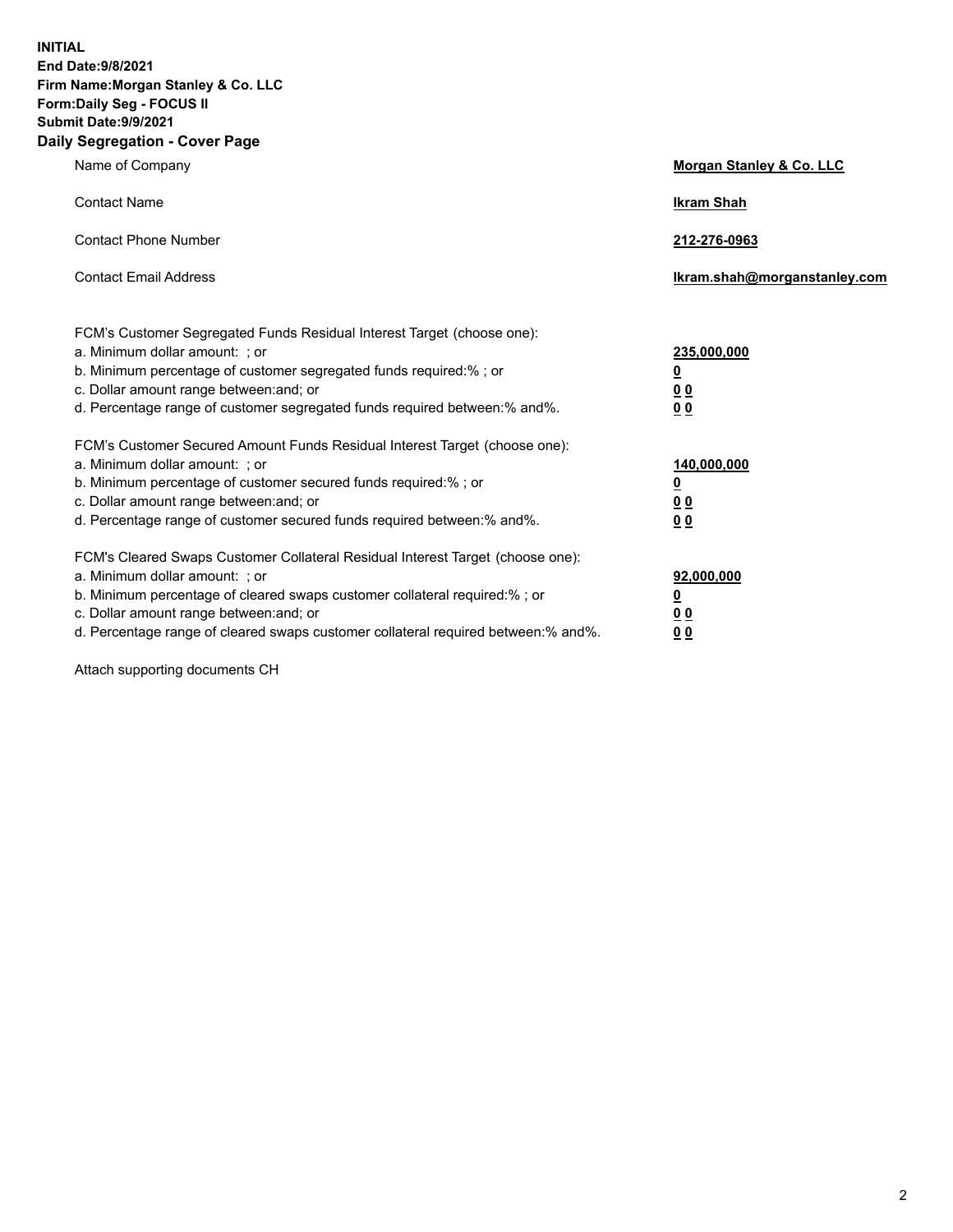**INITIAL**
**End Date:9/8/2021**
**Firm Name:Morgan Stanley & Co. LLC**
**Form:Daily Seg - FOCUS II**
**Submit Date:9/9/2021**

## Daily Segregation - Cover Page

| | |
|---|---|
| Name of Company | **Morgan Stanley & Co. LLC** |
| Contact Name | **Ikram Shah** |
| Contact Phone Number | **212-276-0963** |
| Contact Email Address | **Ikram.shah@morganstanley.com** |

FCM's Customer Segregated Funds Residual Interest Target (choose one):

| | |
|---|---|
| a. Minimum dollar amount: ; or | **235,000,000** |
| b. Minimum percentage of customer segregated funds required:% ; or | **0** |
| c. Dollar amount range between:and; or | **0 0** |
| d. Percentage range of customer segregated funds required between:% and%. | **0 0** |

FCM's Customer Secured Amount Funds Residual Interest Target (choose one):

| | |
|---|---|
| a. Minimum dollar amount: ; or | **140,000,000** |
| b. Minimum percentage of customer secured funds required:% ; or | **0** |
| c. Dollar amount range between:and; or | **0 0** |
| d. Percentage range of customer secured funds required between:% and%. | **0 0** |

FCM's Cleared Swaps Customer Collateral Residual Interest Target (choose one):

| | |
|---|---|
| a. Minimum dollar amount: ; or | **92,000,000** |
| b. Minimum percentage of cleared swaps customer collateral required:% ; or | **0** |
| c. Dollar amount range between:and; or | **0 0** |
| d. Percentage range of cleared swaps customer collateral required between:% and%. | **0 0** |

Attach supporting documents CH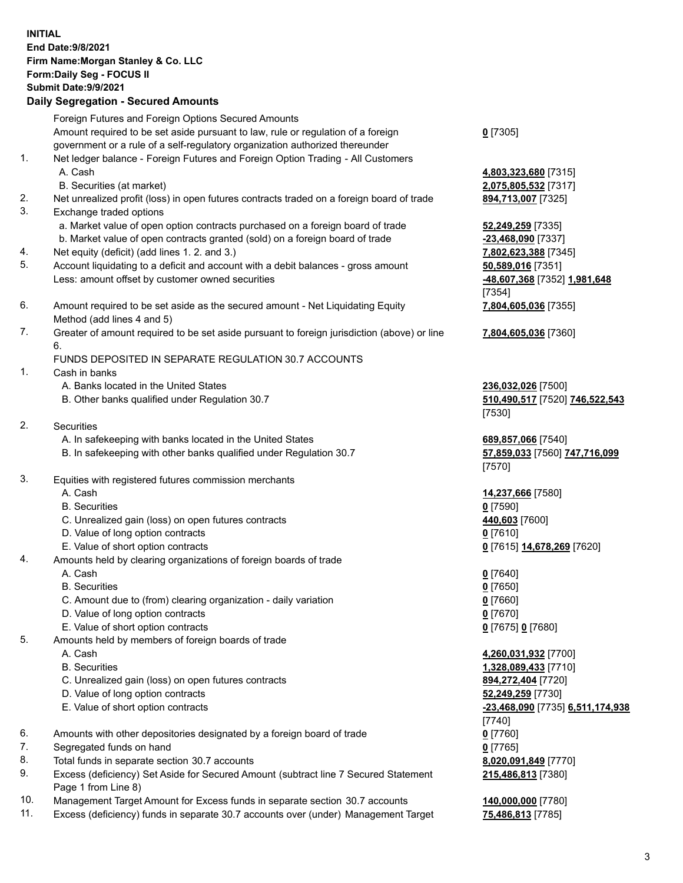**INITIAL**
**End Date:9/8/2021**
**Firm Name:Morgan Stanley & Co. LLC**
**Form:Daily Seg - FOCUS II**
**Submit Date:9/9/2021**

### Daily Segregation - Secured Amounts

| | | |
|---|---|---|
| | Foreign Futures and Foreign Options Secured Amounts | |
| | Amount required to be set aside pursuant to law, rule or regulation of a foreign government or a rule of a self-regulatory organization authorized thereunder | **0** [7305] |
| 1. | Net ledger balance - Foreign Futures and Foreign Option Trading - All Customers | |
| | A. Cash | **4,803,323,680** [7315] |
| | B. Securities (at market) | **2,075,805,532** [7317] |
| 2. | Net unrealized profit (loss) in open futures contracts traded on a foreign board of trade | **894,713,007** [7325] |
| 3. | Exchange traded options | |
| | a. Market value of open option contracts purchased on a foreign board of trade | **52,249,259** [7335] |
| | b. Market value of open contracts granted (sold) on a foreign board of trade | **-23,468,090** [7337] |
| 4. | Net equity (deficit) (add lines 1. 2. and 3.) | **7,802,623,388** [7345] |
| 5. | Account liquidating to a deficit and account with a debit balances - gross amount | **50,589,016** [7351] |
| | Less: amount offset by customer owned securities | **-48,607,368** [7352] **1,981,648** [7354] |
| 6. | Amount required to be set aside as the secured amount - Net Liquidating Equity Method (add lines 4 and 5) | **7,804,605,036** [7355] |
| 7. | Greater of amount required to be set aside pursuant to foreign jurisdiction (above) or line 6. | **7,804,605,036** [7360] |
| | FUNDS DEPOSITED IN SEPARATE REGULATION 30.7 ACCOUNTS | |
| 1. | Cash in banks | |
| | A. Banks located in the United States | **236,032,026** [7500] |
| | B. Other banks qualified under Regulation 30.7 | **510,490,517** [7520] **746,522,543** [7530] |
| 2. | Securities | |
| | A. In safekeeping with banks located in the United States | **689,857,066** [7540] |
| | B. In safekeeping with other banks qualified under Regulation 30.7 | **57,859,033** [7560] **747,716,099** [7570] |
| 3. | Equities with registered futures commission merchants | |
| | A. Cash | **14,237,666** [7580] |
| | B. Securities | **0** [7590] |
| | C. Unrealized gain (loss) on open futures contracts | **440,603** [7600] |
| | D. Value of long option contracts | **0** [7610] |
| | E. Value of short option contracts | **0** [7615] **14,678,269** [7620] |
| 4. | Amounts held by clearing organizations of foreign boards of trade | |
| | A. Cash | **0** [7640] |
| | B. Securities | **0** [7650] |
| | C. Amount due to (from) clearing organization - daily variation | **0** [7660] |
| | D. Value of long option contracts | **0** [7670] |
| | E. Value of short option contracts | **0** [7675] **0** [7680] |
| 5. | Amounts held by members of foreign boards of trade | |
| | A. Cash | **4,260,031,932** [7700] |
| | B. Securities | **1,328,089,433** [7710] |
| | C. Unrealized gain (loss) on open futures contracts | **894,272,404** [7720] |
| | D. Value of long option contracts | **52,249,259** [7730] |
| | E. Value of short option contracts | **-23,468,090** [7735] **6,511,174,938** [7740] |
| 6. | Amounts with other depositories designated by a foreign board of trade | **0** [7760] |
| 7. | Segregated funds on hand | **0** [7765] |
| 8. | Total funds in separate section 30.7 accounts | **8,020,091,849** [7770] |
| 9. | Excess (deficiency) Set Aside for Secured Amount (subtract line 7 Secured Statement Page 1 from Line 8) | **215,486,813** [7380] |
| 10. | Management Target Amount for Excess funds in separate section 30.7 accounts | **140,000,000** [7780] |
| 11. | Excess (deficiency) funds in separate 30.7 accounts over (under) Management Target | **75,486,813** [7785] |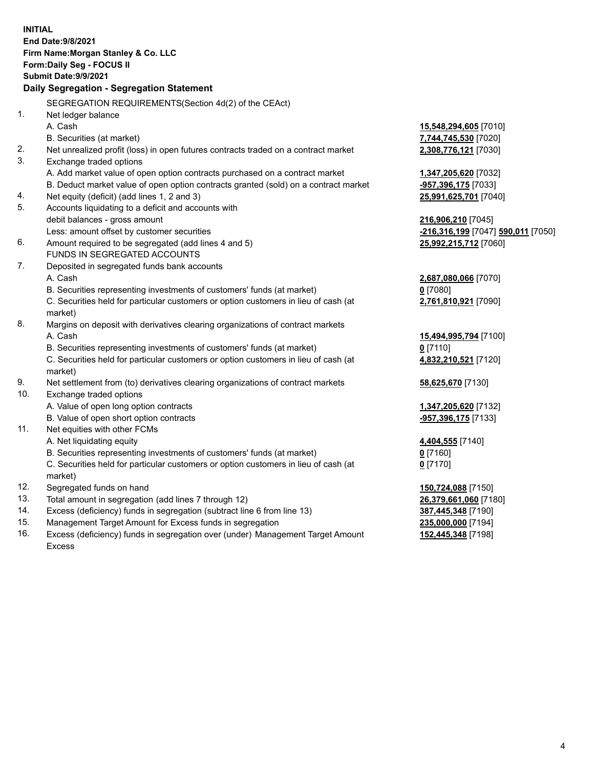**INITIAL**
**End Date:9/8/2021**
**Firm Name:Morgan Stanley & Co. LLC**
**Form:Daily Seg - FOCUS II**
**Submit Date:9/9/2021**

**Daily Segregation - Segregation Statement**

SEGREGATION REQUIREMENTS(Section 4d(2) of the CEAct)

| | | |
|---|---|---|
| 1. | Net ledger balance | |
| | A. Cash | **15,548,294,605** [7010] |
| | B. Securities (at market) | **7,744,745,530** [7020] |
| 2. | Net unrealized profit (loss) in open futures contracts traded on a contract market | **2,308,776,121** [7030] |
| 3. | Exchange traded options | |
| | A. Add market value of open option contracts purchased on a contract market | **1,347,205,620** [7032] |
| | B. Deduct market value of open option contracts granted (sold) on a contract market | **-957,396,175** [7033] |
| 4. | Net equity (deficit) (add lines 1, 2 and 3) | **25,991,625,701** [7040] |
| 5. | Accounts liquidating to a deficit and accounts with debit balances - gross amount | **216,906,210** [7045] |
| | Less: amount offset by customer securities | **-216,316,199** [7047] **590,011** [7050] |
| 6. | Amount required to be segregated (add lines 4 and 5) | **25,992,215,712** [7060] |
| | FUNDS IN SEGREGATED ACCOUNTS | |
| 7. | Deposited in segregated funds bank accounts | |
| | A. Cash | **2,687,080,066** [7070] |
| | B. Securities representing investments of customers' funds (at market) | **0** [7080] |
| | C. Securities held for particular customers or option customers in lieu of cash (at market) | **2,761,810,921** [7090] |
| 8. | Margins on deposit with derivatives clearing organizations of contract markets | |
| | A. Cash | **15,494,995,794** [7100] |
| | B. Securities representing investments of customers' funds (at market) | **0** [7110] |
| | C. Securities held for particular customers or option customers in lieu of cash (at market) | **4,832,210,521** [7120] |
| 9. | Net settlement from (to) derivatives clearing organizations of contract markets | **58,625,670** [7130] |
| 10. | Exchange traded options | |
| | A. Value of open long option contracts | **1,347,205,620** [7132] |
| | B. Value of open short option contracts | **-957,396,175** [7133] |
| 11. | Net equities with other FCMs | |
| | A. Net liquidating equity | **4,404,555** [7140] |
| | B. Securities representing investments of customers' funds (at market) | **0** [7160] |
| | C. Securities held for particular customers or option customers in lieu of cash (at market) | **0** [7170] |
| 12. | Segregated funds on hand | **150,724,088** [7150] |
| 13. | Total amount in segregation (add lines 7 through 12) | **26,379,661,060** [7180] |
| 14. | Excess (deficiency) funds in segregation (subtract line 6 from line 13) | **387,445,348** [7190] |
| 15. | Management Target Amount for Excess funds in segregation | **235,000,000** [7194] |
| 16. | Excess (deficiency) funds in segregation over (under) Management Target Amount Excess | **152,445,348** [7198] |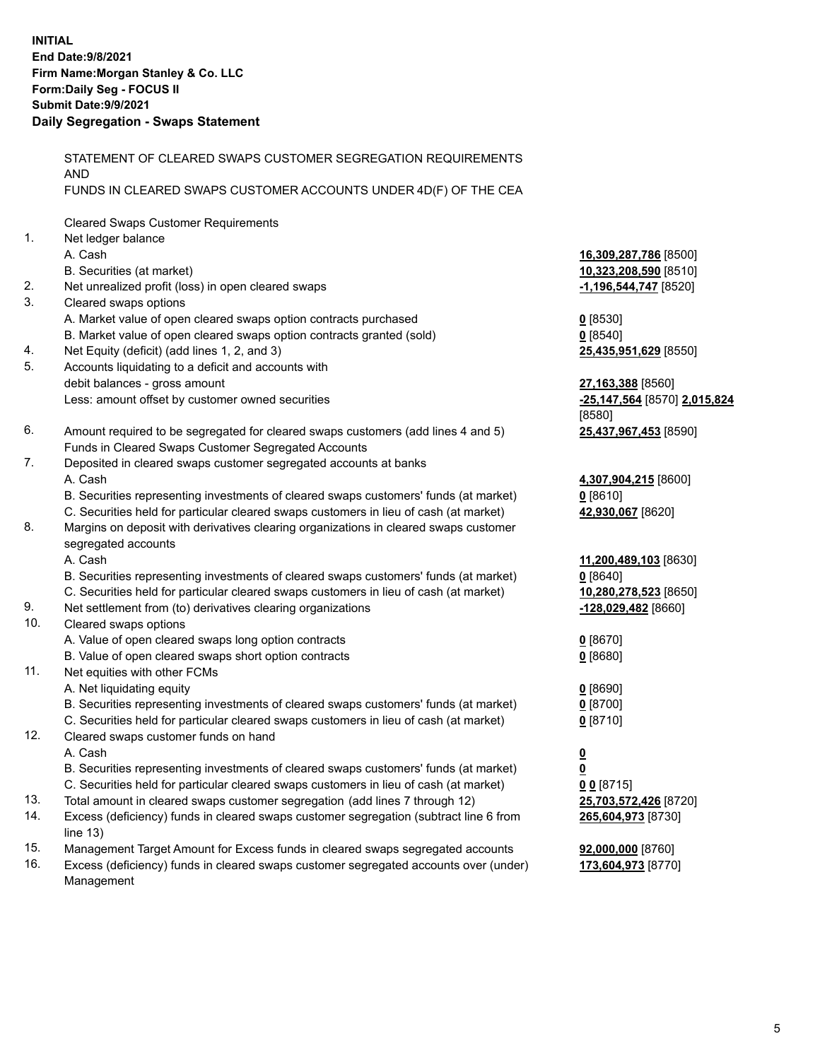**INITIAL**
**End Date:9/8/2021**
**Firm Name:Morgan Stanley & Co. LLC**
**Form:Daily Seg - FOCUS II**
**Submit Date:9/9/2021**
**Daily Segregation - Swaps Statement**

STATEMENT OF CLEARED SWAPS CUSTOMER SEGREGATION REQUIREMENTS AND FUNDS IN CLEARED SWAPS CUSTOMER ACCOUNTS UNDER 4D(F) OF THE CEA

| | | |
|---|---|---|
| | Cleared Swaps Customer Requirements | |
| 1. | Net ledger balance | |
| | A. Cash | **16,309,287,786** [8500] |
| | B. Securities (at market) | **10,323,208,590** [8510] |
| 2. | Net unrealized profit (loss) in open cleared swaps | **-1,196,544,747** [8520] |
| 3. | Cleared swaps options | |
| | A. Market value of open cleared swaps option contracts purchased | **0** [8530] |
| | B. Market value of open cleared swaps option contracts granted (sold) | **0** [8540] |
| 4. | Net Equity (deficit) (add lines 1, 2, and 3) | **25,435,951,629** [8550] |
| 5. | Accounts liquidating to a deficit and accounts with debit balances - gross amount | **27,163,388** [8560] |
| | Less: amount offset by customer owned securities | **-25,147,564** [8570] **2,015,824** [8580] |
| 6. | Amount required to be segregated for cleared swaps customers (add lines 4 and 5) | **25,437,967,453** [8590] |
| | Funds in Cleared Swaps Customer Segregated Accounts | |
| 7. | Deposited in cleared swaps customer segregated accounts at banks | |
| | A. Cash | **4,307,904,215** [8600] |
| | B. Securities representing investments of cleared swaps customers' funds (at market) | **0** [8610] |
| | C. Securities held for particular cleared swaps customers in lieu of cash (at market) | **42,930,067** [8620] |
| 8. | Margins on deposit with derivatives clearing organizations in cleared swaps customer segregated accounts | |
| | A. Cash | **11,200,489,103** [8630] |
| | B. Securities representing investments of cleared swaps customers' funds (at market) | **0** [8640] |
| | C. Securities held for particular cleared swaps customers in lieu of cash (at market) | **10,280,278,523** [8650] |
| 9. | Net settlement from (to) derivatives clearing organizations | **-128,029,482** [8660] |
| 10. | Cleared swaps options | |
| | A. Value of open cleared swaps long option contracts | **0** [8670] |
| | B. Value of open cleared swaps short option contracts | **0** [8680] |
| 11. | Net equities with other FCMs | |
| | A. Net liquidating equity | **0** [8690] |
| | B. Securities representing investments of cleared swaps customers' funds (at market) | **0** [8700] |
| | C. Securities held for particular cleared swaps customers in lieu of cash (at market) | **0** [8710] |
| 12. | Cleared swaps customer funds on hand | |
| | A. Cash | **0** |
| | B. Securities representing investments of cleared swaps customers' funds (at market) | **0** |
| | C. Securities held for particular cleared swaps customers in lieu of cash (at market) | **0** **0** [8715] |
| 13. | Total amount in cleared swaps customer segregation (add lines 7 through 12) | **25,703,572,426** [8720] |
| 14. | Excess (deficiency) funds in cleared swaps customer segregation (subtract line 6 from line 13) | **265,604,973** [8730] |
| 15. | Management Target Amount for Excess funds in cleared swaps segregated accounts | **92,000,000** [8760] |
| 16. | Excess (deficiency) funds in cleared swaps customer segregated accounts over (under) Management | **173,604,973** [8770] |